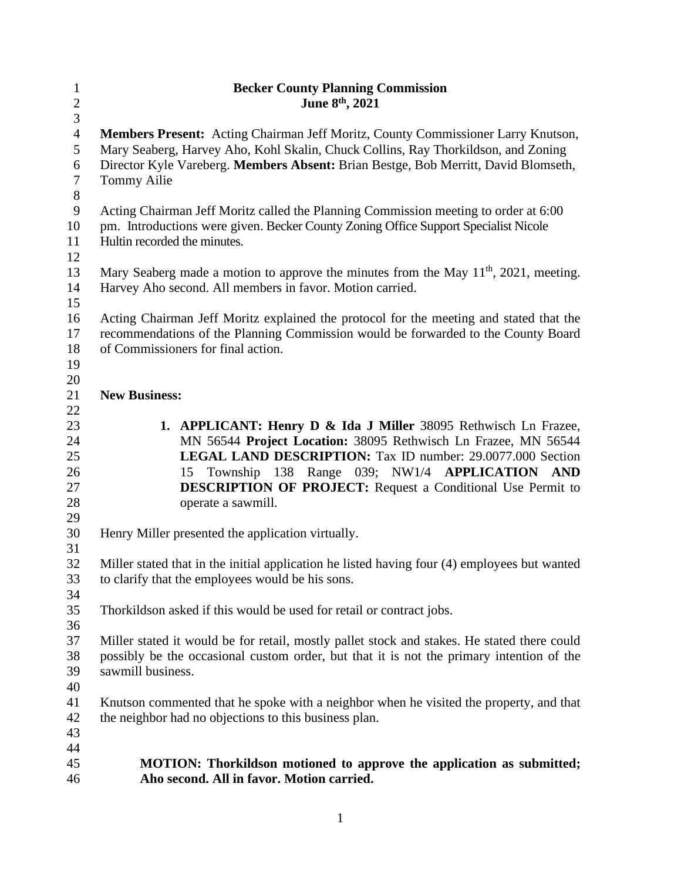# Becker County Planning Commission

## June 8th, 2021

**Members Present:** Acting Chairman Jeff Moritz, County Commissioner Larry Knutson, Mary Seaberg, Harvey Aho, Kohl Skalin, Chuck Collins, Ray Thorkildson, and Zoning Director Kyle Vareberg. **Members Absent:** Brian Bestge, Bob Merritt, David Blomseth, Tommy Ailie

Acting Chairman Jeff Moritz called the Planning Commission meeting to order at 6:00 pm. Introductions were given. Becker County Zoning Office Support Specialist Nicole Hultin recorded the minutes.

Mary Seaberg made a motion to approve the minutes from the May 11th, 2021, meeting. Harvey Aho second. All members in favor. Motion carried.

Acting Chairman Jeff Moritz explained the protocol for the meeting and stated that the recommendations of the Planning Commission would be forwarded to the County Board of Commissioners for final action.

**New Business:**

1. **APPLICANT: Henry D & Ida J Miller** 38095 Rethwisch Ln Frazee, MN 56544 **Project Location:** 38095 Rethwisch Ln Frazee, MN 56544 **LEGAL LAND DESCRIPTION:** Tax ID number: 29.0077.000 Section 15 Township 138 Range 039; NW1/4 **APPLICATION AND DESCRIPTION OF PROJECT:** Request a Conditional Use Permit to operate a sawmill.

Henry Miller presented the application virtually.

Miller stated that in the initial application he listed having four (4) employees but wanted to clarify that the employees would be his sons.

Thorkildson asked if this would be used for retail or contract jobs.

Miller stated it would be for retail, mostly pallet stock and stakes. He stated there could possibly be the occasional custom order, but that it is not the primary intention of the sawmill business.

Knutson commented that he spoke with a neighbor when he visited the property, and that the neighbor had no objections to this business plan.

**MOTION: Thorkildson motioned to approve the application as submitted; Aho second. All in favor. Motion carried.**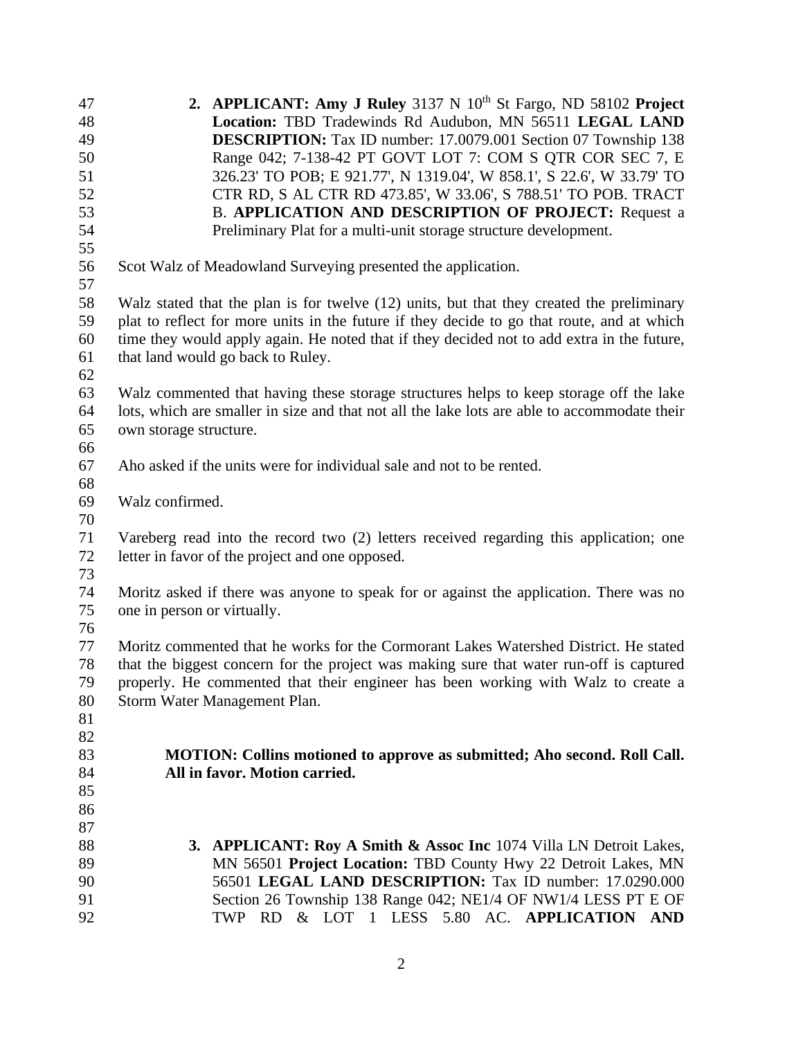2. **APPLICANT: Amy J Ruley** 3137 N 10th St Fargo, ND 58102 **Project Location:** TBD Tradewinds Rd Audubon, MN 56511 **LEGAL LAND DESCRIPTION:** Tax ID number: 17.0079.001 Section 07 Township 138 Range 042; 7-138-42 PT GOVT LOT 7: COM S QTR COR SEC 7, E 326.23' TO POB; E 921.77', N 1319.04', W 858.1', S 22.6', W 33.79' TO CTR RD, S AL CTR RD 473.85', W 33.06', S 788.51' TO POB. TRACT B. **APPLICATION AND DESCRIPTION OF PROJECT:** Request a Preliminary Plat for a multi-unit storage structure development.

Scot Walz of Meadowland Surveying presented the application.

Walz stated that the plan is for twelve (12) units, but that they created the preliminary plat to reflect for more units in the future if they decide to go that route, and at which time they would apply again. He noted that if they decided not to add extra in the future, that land would go back to Ruley.

Walz commented that having these storage structures helps to keep storage off the lake lots, which are smaller in size and that not all the lake lots are able to accommodate their own storage structure.

Aho asked if the units were for individual sale and not to be rented.

Walz confirmed.

Vareberg read into the record two (2) letters received regarding this application; one letter in favor of the project and one opposed.

Moritz asked if there was anyone to speak for or against the application. There was no one in person or virtually.

Moritz commented that he works for the Cormorant Lakes Watershed District. He stated that the biggest concern for the project was making sure that water run-off is captured properly. He commented that their engineer has been working with Walz to create a Storm Water Management Plan.

**MOTION: Collins motioned to approve as submitted; Aho second. Roll Call. All in favor. Motion carried.**

3. **APPLICANT: Roy A Smith & Assoc Inc** 1074 Villa LN Detroit Lakes, MN 56501 **Project Location:** TBD County Hwy 22 Detroit Lakes, MN 56501 **LEGAL LAND DESCRIPTION:** Tax ID number: 17.0290.000 Section 26 Township 138 Range 042; NE1/4 OF NW1/4 LESS PT E OF TWP RD & LOT 1 LESS 5.80 AC. **APPLICATION AND**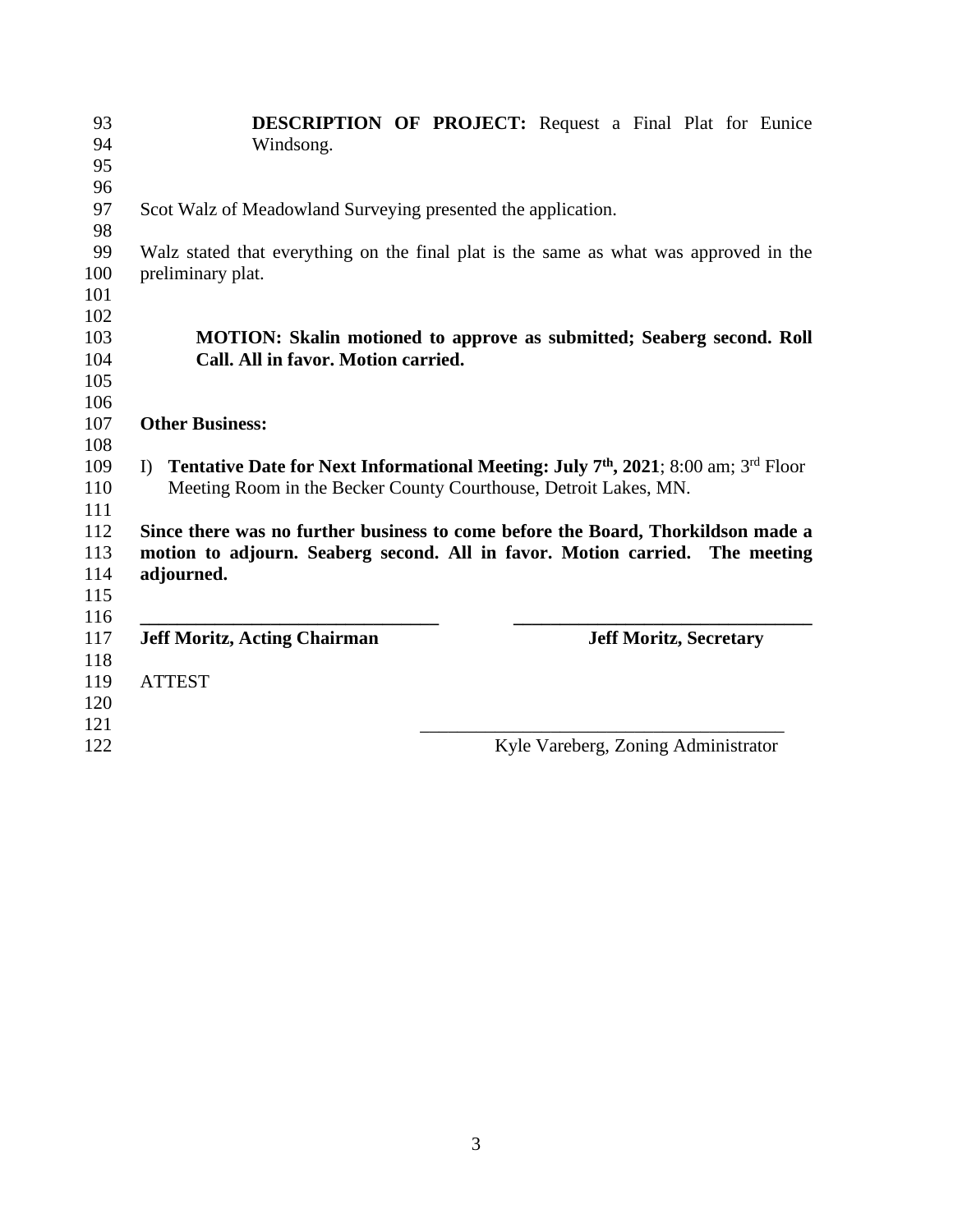**DESCRIPTION OF PROJECT:** Request a Final Plat for Eunice Windsong.

Scot Walz of Meadowland Surveying presented the application.

Walz stated that everything on the final plat is the same as what was approved in the preliminary plat.

**MOTION: Skalin motioned to approve as submitted; Seaberg second. Roll Call. All in favor. Motion carried.**

**Other Business:**

I) **Tentative Date for Next Informational Meeting: July 7th, 2021**; 8:00 am; 3rd Floor Meeting Room in the Becker County Courthouse, Detroit Lakes, MN.

**Since there was no further business to come before the Board, Thorkildson made a motion to adjourn. Seaberg second. All in favor. Motion carried. The meeting adjourned.**

\_\_\_\_\_\_\_\_\_\_\_\_\_\_\_\_\_\_\_\_\_\_\_\_\_\_\_\_\_\_\_\_ \_\_\_\_\_\_\_\_\_\_\_\_\_\_\_\_\_\_\_\_\_\_\_\_\_\_\_\_\_\_\_\_

**Jeff Moritz, Acting Chairman** **Jeff Moritz, Secretary**

ATTEST

\_\_\_\_\_\_\_\_\_\_\_\_\_\_\_\_\_\_\_\_\_\_\_\_\_\_\_\_\_\_\_\_\_\_\_\_\_\_

Kyle Vareberg, Zoning Administrator